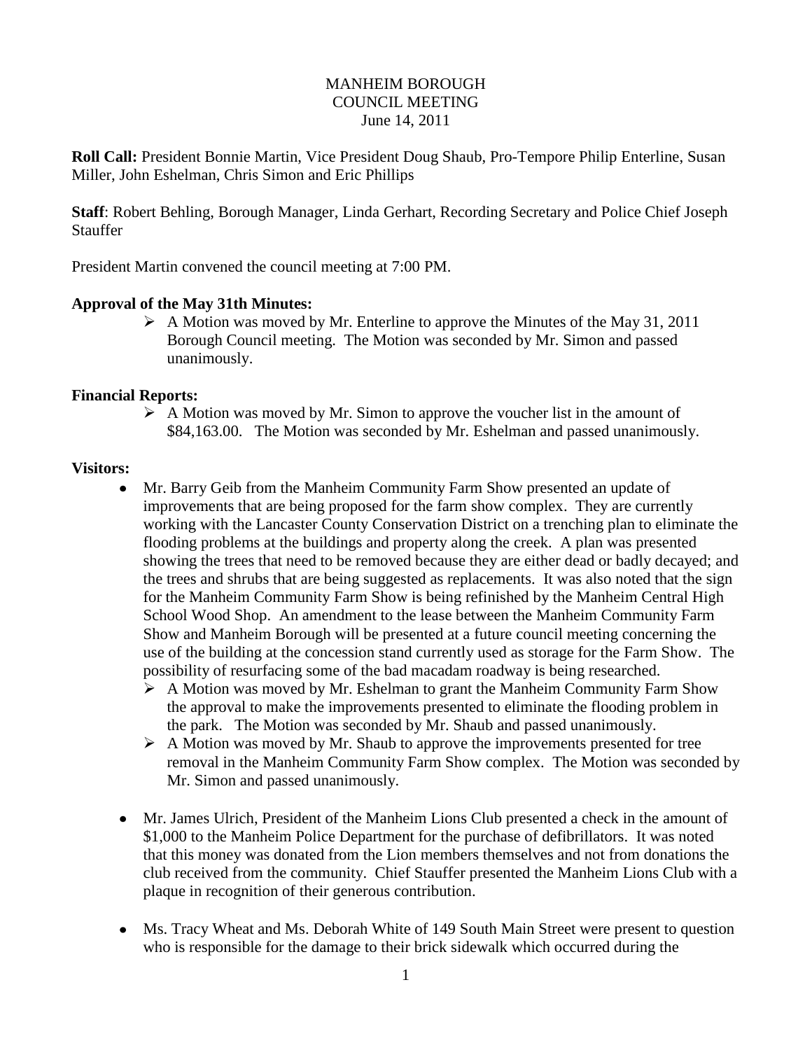# MANHEIM BOROUGH
## COUNCIL MEETING
June 14, 2011

**Roll Call:** President Bonnie Martin, Vice President Doug Shaub, Pro-Tempore Philip Enterline, Susan Miller, John Eshelman, Chris Simon and Eric Phillips

**Staff**: Robert Behling, Borough Manager, Linda Gerhart, Recording Secretary and Police Chief Joseph Stauffer

President Martin convened the council meeting at 7:00 PM.

**Approval of the May 31th Minutes:**

- A Motion was moved by Mr. Enterline to approve the Minutes of the May 31, 2011 Borough Council meeting. The Motion was seconded by Mr. Simon and passed unanimously.

**Financial Reports:**

- A Motion was moved by Mr. Simon to approve the voucher list in the amount of $84,163.00. The Motion was seconded by Mr. Eshelman and passed unanimously.

**Visitors:**

- Mr. Barry Geib from the Manheim Community Farm Show presented an update of improvements that are being proposed for the farm show complex. They are currently working with the Lancaster County Conservation District on a trenching plan to eliminate the flooding problems at the buildings and property along the creek. A plan was presented showing the trees that need to be removed because they are either dead or badly decayed; and the trees and shrubs that are being suggested as replacements. It was also noted that the sign for the Manheim Community Farm Show is being refinished by the Manheim Central High School Wood Shop. An amendment to the lease between the Manheim Community Farm Show and Manheim Borough will be presented at a future council meeting concerning the use of the building at the concession stand currently used as storage for the Farm Show. The possibility of resurfacing some of the bad macadam roadway is being researched.
  - A Motion was moved by Mr. Eshelman to grant the Manheim Community Farm Show the approval to make the improvements presented to eliminate the flooding problem in the park. The Motion was seconded by Mr. Shaub and passed unanimously.
  - A Motion was moved by Mr. Shaub to approve the improvements presented for tree removal in the Manheim Community Farm Show complex. The Motion was seconded by Mr. Simon and passed unanimously.

- Mr. James Ulrich, President of the Manheim Lions Club presented a check in the amount of $1,000 to the Manheim Police Department for the purchase of defibrillators. It was noted that this money was donated from the Lion members themselves and not from donations the club received from the community. Chief Stauffer presented the Manheim Lions Club with a plaque in recognition of their generous contribution.

- Ms. Tracy Wheat and Ms. Deborah White of 149 South Main Street were present to question who is responsible for the damage to their brick sidewalk which occurred during the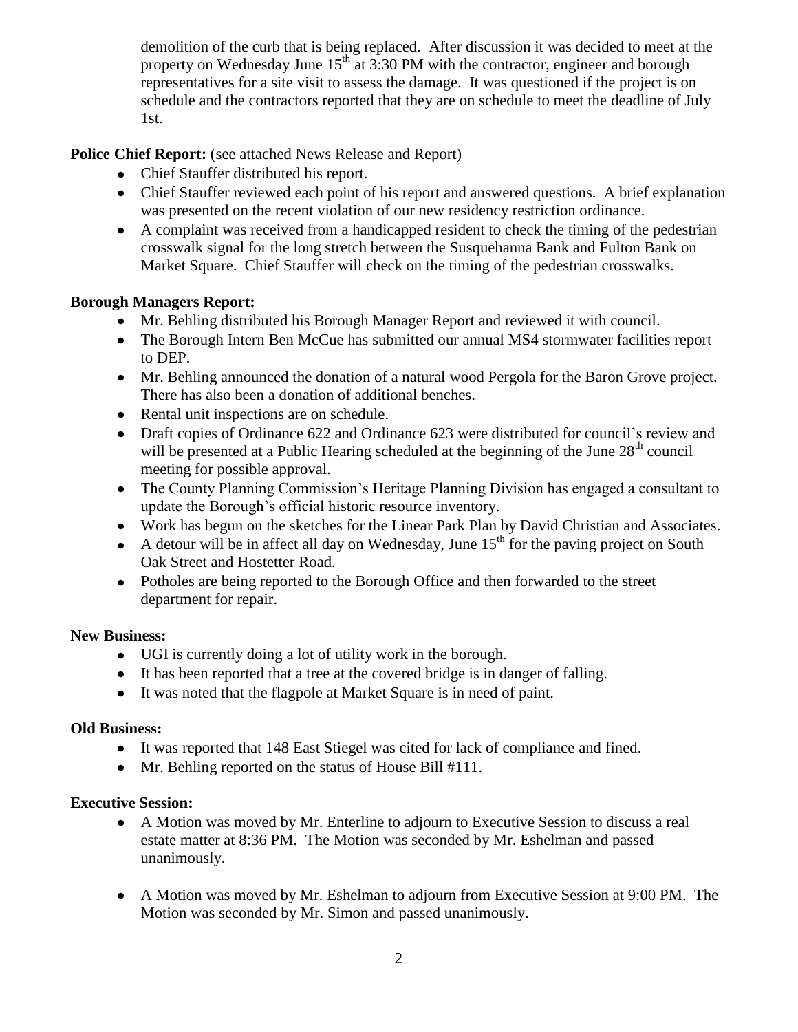demolition of the curb that is being replaced. After discussion it was decided to meet at the property on Wednesday June 15th at 3:30 PM with the contractor, engineer and borough representatives for a site visit to assess the damage. It was questioned if the project is on schedule and the contractors reported that they are on schedule to meet the deadline of July 1st.

**Police Chief Report:** (see attached News Release and Report)

- Chief Stauffer distributed his report.
- Chief Stauffer reviewed each point of his report and answered questions. A brief explanation was presented on the recent violation of our new residency restriction ordinance.
- A complaint was received from a handicapped resident to check the timing of the pedestrian crosswalk signal for the long stretch between the Susquehanna Bank and Fulton Bank on Market Square. Chief Stauffer will check on the timing of the pedestrian crosswalks.

**Borough Managers Report:**

- Mr. Behling distributed his Borough Manager Report and reviewed it with council.
- The Borough Intern Ben McCue has submitted our annual MS4 stormwater facilities report to DEP.
- Mr. Behling announced the donation of a natural wood Pergola for the Baron Grove project. There has also been a donation of additional benches.
- Rental unit inspections are on schedule.
- Draft copies of Ordinance 622 and Ordinance 623 were distributed for council's review and will be presented at a Public Hearing scheduled at the beginning of the June 28th council meeting for possible approval.
- The County Planning Commission's Heritage Planning Division has engaged a consultant to update the Borough's official historic resource inventory.
- Work has begun on the sketches for the Linear Park Plan by David Christian and Associates.
- A detour will be in affect all day on Wednesday, June 15th for the paving project on South Oak Street and Hostetter Road.
- Potholes are being reported to the Borough Office and then forwarded to the street department for repair.

**New Business:**

- UGI is currently doing a lot of utility work in the borough.
- It has been reported that a tree at the covered bridge is in danger of falling.
- It was noted that the flagpole at Market Square is in need of paint.

**Old Business:**

- It was reported that 148 East Stiegel was cited for lack of compliance and fined.
- Mr. Behling reported on the status of House Bill #111.

**Executive Session:**

- A Motion was moved by Mr. Enterline to adjourn to Executive Session to discuss a real estate matter at 8:36 PM. The Motion was seconded by Mr. Eshelman and passed unanimously.

- A Motion was moved by Mr. Eshelman to adjourn from Executive Session at 9:00 PM. The Motion was seconded by Mr. Simon and passed unanimously.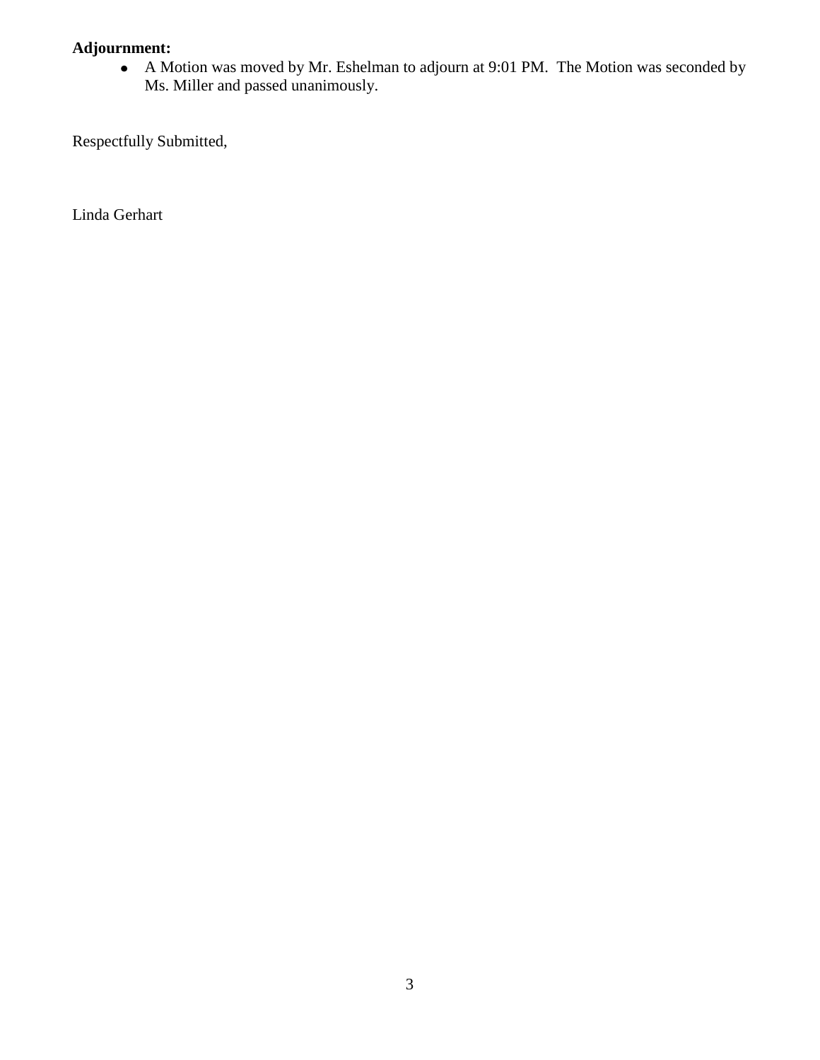**Adjournment:**

- A Motion was moved by Mr. Eshelman to adjourn at 9:01 PM. The Motion was seconded by Ms. Miller and passed unanimously.

Respectfully Submitted,

Linda Gerhart